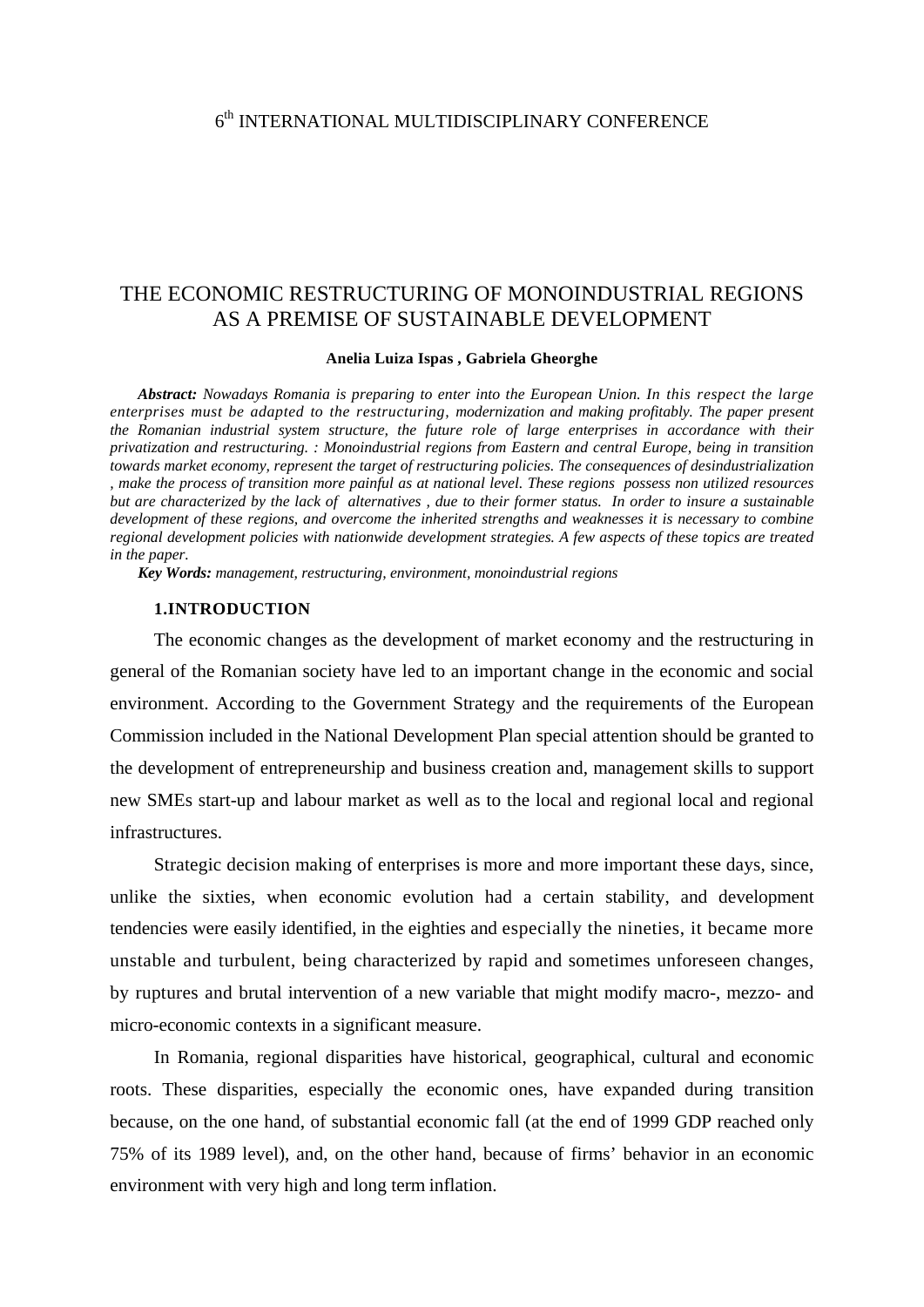6th INTERNATIONAL MULTIDISCIPLINARY CONFERENCE

# THE ECONOMIC RESTRUCTURING OF MONOINDUSTRIAL REGIONS AS A PREMISE OF SUSTAINABLE DEVELOPMENT

**Anelia Luiza Ispas , Gabriela Gheorghe**

***Abstract:*** *Nowadays Romania is preparing to enter into the European Union. In this respect the large enterprises must be adapted to the restructuring, modernization and making profitably. The paper present the Romanian industrial system structure, the future role of large enterprises in accordance with their privatization and restructuring. : Monoindustrial regions from Eastern and central Europe, being in transition towards market economy, represent the target of restructuring policies. The consequences of desindustrialization , make the process of transition more painful as at national level. These regions possess non utilized resources but are characterized by the lack of alternatives , due to their former status. In order to insure a sustainable development of these regions, and overcome the inherited strengths and weaknesses it is necessary to combine regional development policies with nationwide development strategies. A few aspects of these topics are treated in the paper.*

***Key Words:*** *management, restructuring, environment, monoindustrial regions*

## 1.INTRODUCTION

The economic changes as the development of market economy and the restructuring in general of the Romanian society have led to an important change in the economic and social environment. According to the Government Strategy and the requirements of the European Commission included in the National Development Plan special attention should be granted to the development of entrepreneurship and business creation and, management skills to support new SMEs start-up and labour market as well as to the local and regional local and regional infrastructures.

Strategic decision making of enterprises is more and more important these days, since, unlike the sixties, when economic evolution had a certain stability, and development tendencies were easily identified, in the eighties and especially the nineties, it became more unstable and turbulent, being characterized by rapid and sometimes unforeseen changes, by ruptures and brutal intervention of a new variable that might modify macro-, mezzo- and micro-economic contexts in a significant measure.

In Romania, regional disparities have historical, geographical, cultural and economic roots. These disparities, especially the economic ones, have expanded during transition because, on the one hand, of substantial economic fall (at the end of 1999 GDP reached only 75% of its 1989 level), and, on the other hand, because of firms' behavior in an economic environment with very high and long term inflation.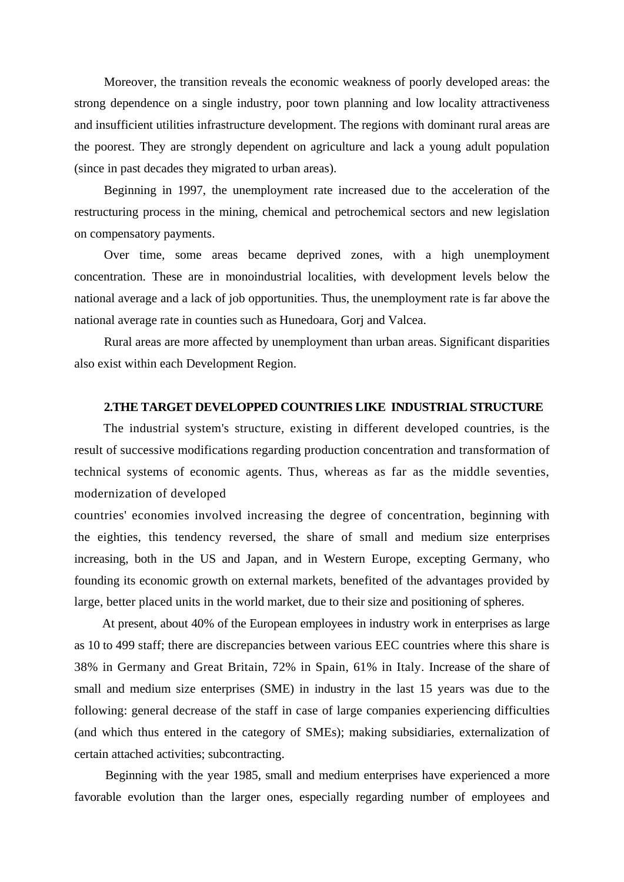Moreover, the transition reveals the economic weakness of poorly developed areas: the strong dependence on a single industry, poor town planning and low locality attractiveness and insufficient utilities infrastructure development. The regions with dominant rural areas are the poorest. They are strongly dependent on agriculture and lack a young adult population (since in past decades they migrated to urban areas).

Beginning in 1997, the unemployment rate increased due to the acceleration of the restructuring process in the mining, chemical and petrochemical sectors and new legislation on compensatory payments.

Over time, some areas became deprived zones, with a high unemployment concentration. These are in monoindustrial localities, with development levels below the national average and a lack of job opportunities. Thus, the unemployment rate is far above the national average rate in counties such as Hunedoara, Gorj and Valcea.

Rural areas are more affected by unemployment than urban areas. Significant disparities also exist within each Development Region.

### 2.THE TARGET DEVELOPPED COUNTRIES LIKE INDUSTRIAL STRUCTURE

The industrial system's structure, existing in different developed countries, is the result of successive modifications regarding production concentration and transformation of technical systems of economic agents. Thus, whereas as far as the middle seventies, modernization of developed countries' economies involved increasing the degree of concentration, beginning with the eighties, this tendency reversed, the share of small and medium size enterprises increasing, both in the US and Japan, and in Western Europe, excepting Germany, who founding its economic growth on external markets, benefited of the advantages provided by large, better placed units in the world market, due to their size and positioning of spheres.

At present, about 40% of the European employees in industry work in enterprises as large as 10 to 499 staff; there are discrepancies between various EEC countries where this share is 38% in Germany and Great Britain, 72% in Spain, 61% in Italy. Increase of the share of small and medium size enterprises (SME) in industry in the last 15 years was due to the following: general decrease of the staff in case of large companies experiencing difficulties (and which thus entered in the category of SMEs); making subsidiaries, externalization of certain attached activities; subcontracting.

Beginning with the year 1985, small and medium enterprises have experienced a more favorable evolution than the larger ones, especially regarding number of employees and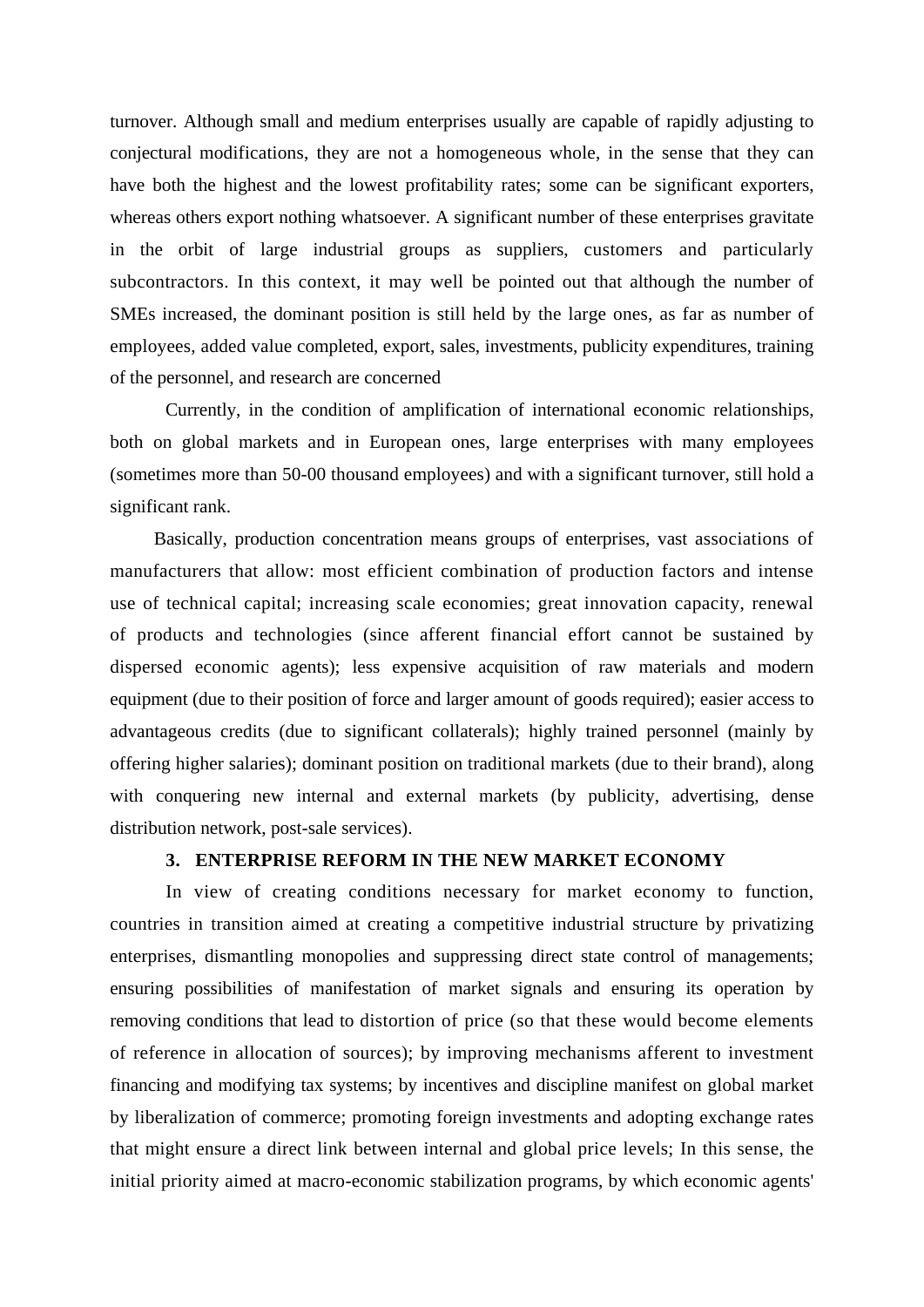turnover. Although small and medium enterprises usually are capable of rapidly adjusting to conjectural modifications, they are not a homogeneous whole, in the sense that they can have both the highest and the lowest profitability rates; some can be significant exporters, whereas others export nothing whatsoever. A significant number of these enterprises gravitate in the orbit of large industrial groups as suppliers, customers and particularly subcontractors. In this context, it may well be pointed out that although the number of SMEs increased, the dominant position is still held by the large ones, as far as number of employees, added value completed, export, sales, investments, publicity expenditures, training of the personnel, and research are concerned

Currently, in the condition of amplification of international economic relationships, both on global markets and in European ones, large enterprises with many employees (sometimes more than 50-00 thousand employees) and with a significant turnover, still hold a significant rank.

Basically, production concentration means groups of enterprises, vast associations of manufacturers that allow: most efficient combination of production factors and intense use of technical capital; increasing scale economies; great innovation capacity, renewal of products and technologies (since afferent financial effort cannot be sustained by dispersed economic agents); less expensive acquisition of raw materials and modern equipment (due to their position of force and larger amount of goods required); easier access to advantageous credits (due to significant collaterals); highly trained personnel (mainly by offering higher salaries); dominant position on traditional markets (due to their brand), along with conquering new internal and external markets (by publicity, advertising, dense distribution network, post-sale services).

## 3. ENTERPRISE REFORM IN THE NEW MARKET ECONOMY

In view of creating conditions necessary for market economy to function, countries in transition aimed at creating a competitive industrial structure by privatizing enterprises, dismantling monopolies and suppressing direct state control of managements; ensuring possibilities of manifestation of market signals and ensuring its operation by removing conditions that lead to distortion of price (so that these would become elements of reference in allocation of sources); by improving mechanisms afferent to investment financing and modifying tax systems; by incentives and discipline manifest on global market by liberalization of commerce; promoting foreign investments and adopting exchange rates that might ensure a direct link between internal and global price levels; In this sense, the initial priority aimed at macro-economic stabilization programs, by which economic agents'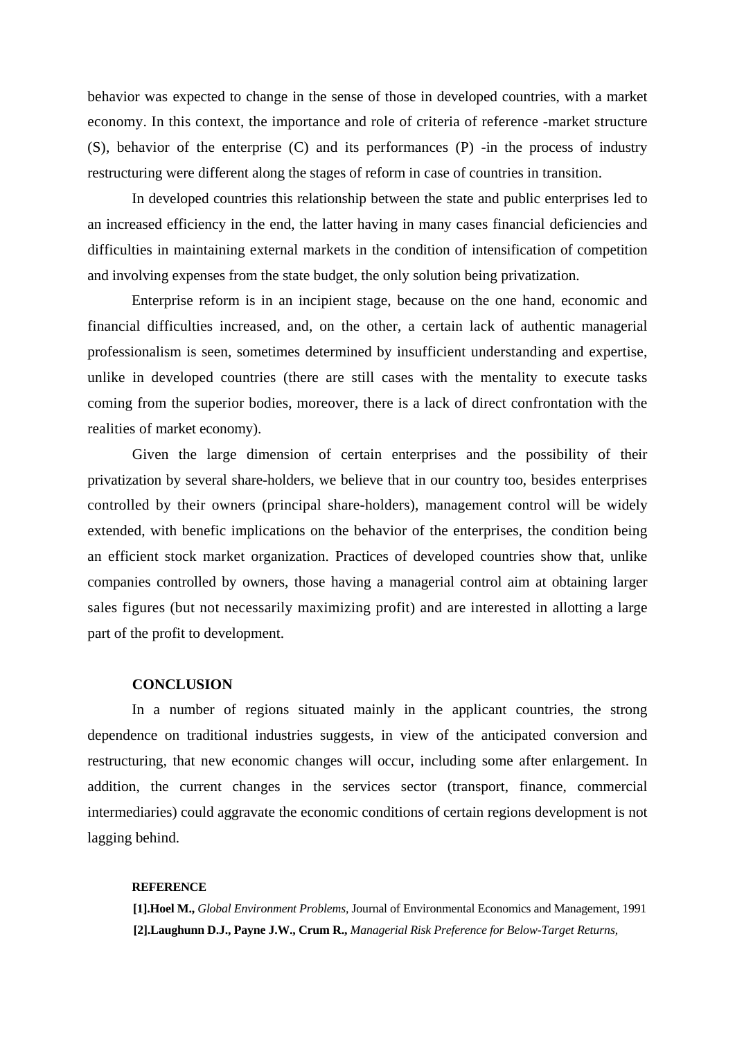behavior was expected to change in the sense of those in developed countries, with a market economy. In this context, the importance and role of criteria of reference -market structure (S), behavior of the enterprise (C) and its performances (P) -in the process of industry restructuring were different along the stages of reform in case of countries in transition.

In developed countries this relationship between the state and public enterprises led to an increased efficiency in the end, the latter having in many cases financial deficiencies and difficulties in maintaining external markets in the condition of intensification of competition and involving expenses from the state budget, the only solution being privatization.

Enterprise reform is in an incipient stage, because on the one hand, economic and financial difficulties increased, and, on the other, a certain lack of authentic managerial professionalism is seen, sometimes determined by insufficient understanding and expertise, unlike in developed countries (there are still cases with the mentality to execute tasks coming from the superior bodies, moreover, there is a lack of direct confrontation with the realities of market economy).

Given the large dimension of certain enterprises and the possibility of their privatization by several share-holders, we believe that in our country too, besides enterprises controlled by their owners (principal share-holders), management control will be widely extended, with benefic implications on the behavior of the enterprises, the condition being an efficient stock market organization. Practices of developed countries show that, unlike companies controlled by owners, those having a managerial control aim at obtaining larger sales figures (but not necessarily maximizing profit) and are interested in allotting a large part of the profit to development.

## CONCLUSION

In a number of regions situated mainly in the applicant countries, the strong dependence on traditional industries suggests, in view of the anticipated conversion and restructuring, that new economic changes will occur, including some after enlargement. In addition, the current changes in the services sector (transport, finance, commercial intermediaries) could aggravate the economic conditions of certain regions development is not lagging behind.

### REFERENCE

**[1].Hoel M.,** *Global Environment Problems,* Journal of Environmental Economics and Management, 1991

**[2].Laughunn D.J., Payne J.W., Crum R.,** *Managerial Risk Preference for Below-Target Returns,*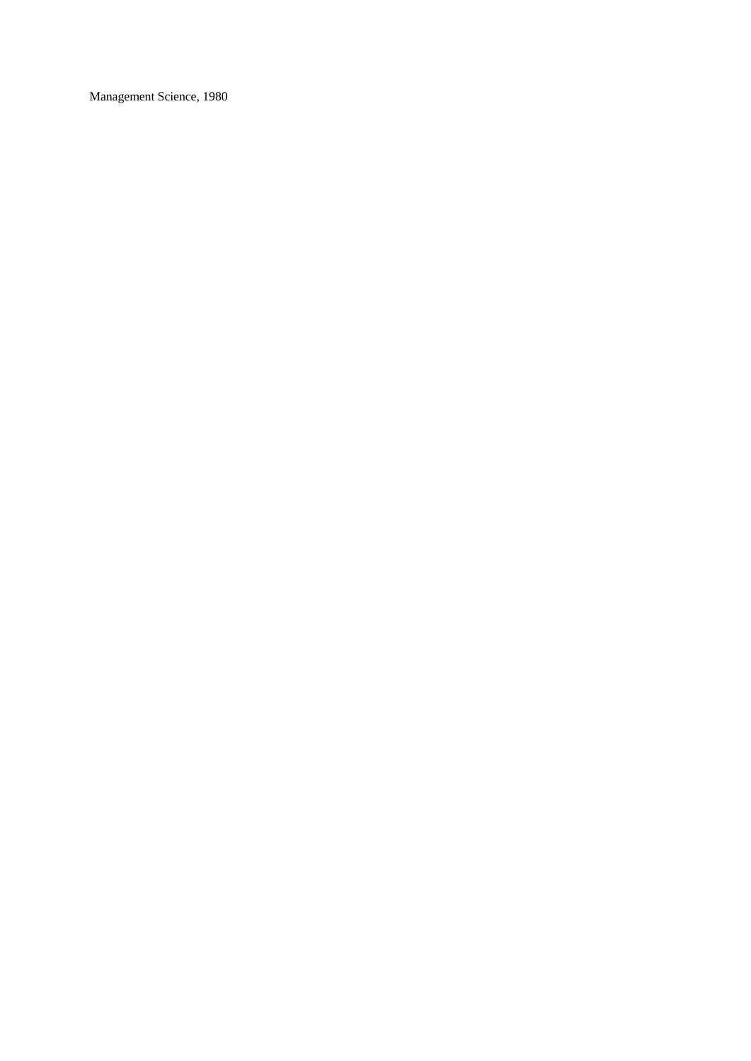Management Science, 1980